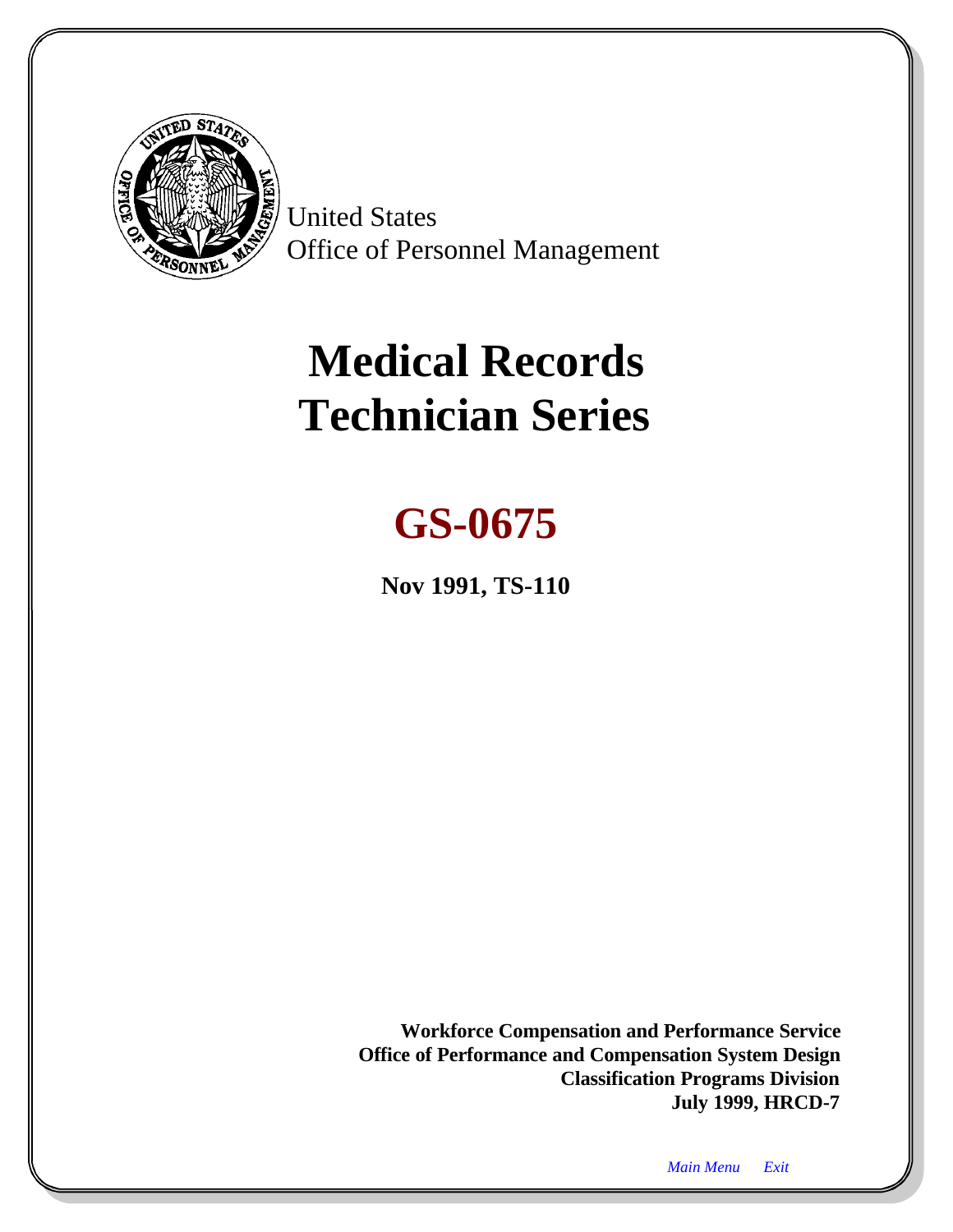United States
Office of Personnel Management

# Medical Records Technician Series

# GS-0675

**Nov 1991, TS-110**

**Workforce Compensation and Performance Service**
**Office of Performance and Compensation System Design**
**Classification Programs Division**
**July 1999, HRCD-7**

*Main Menu* *Exit*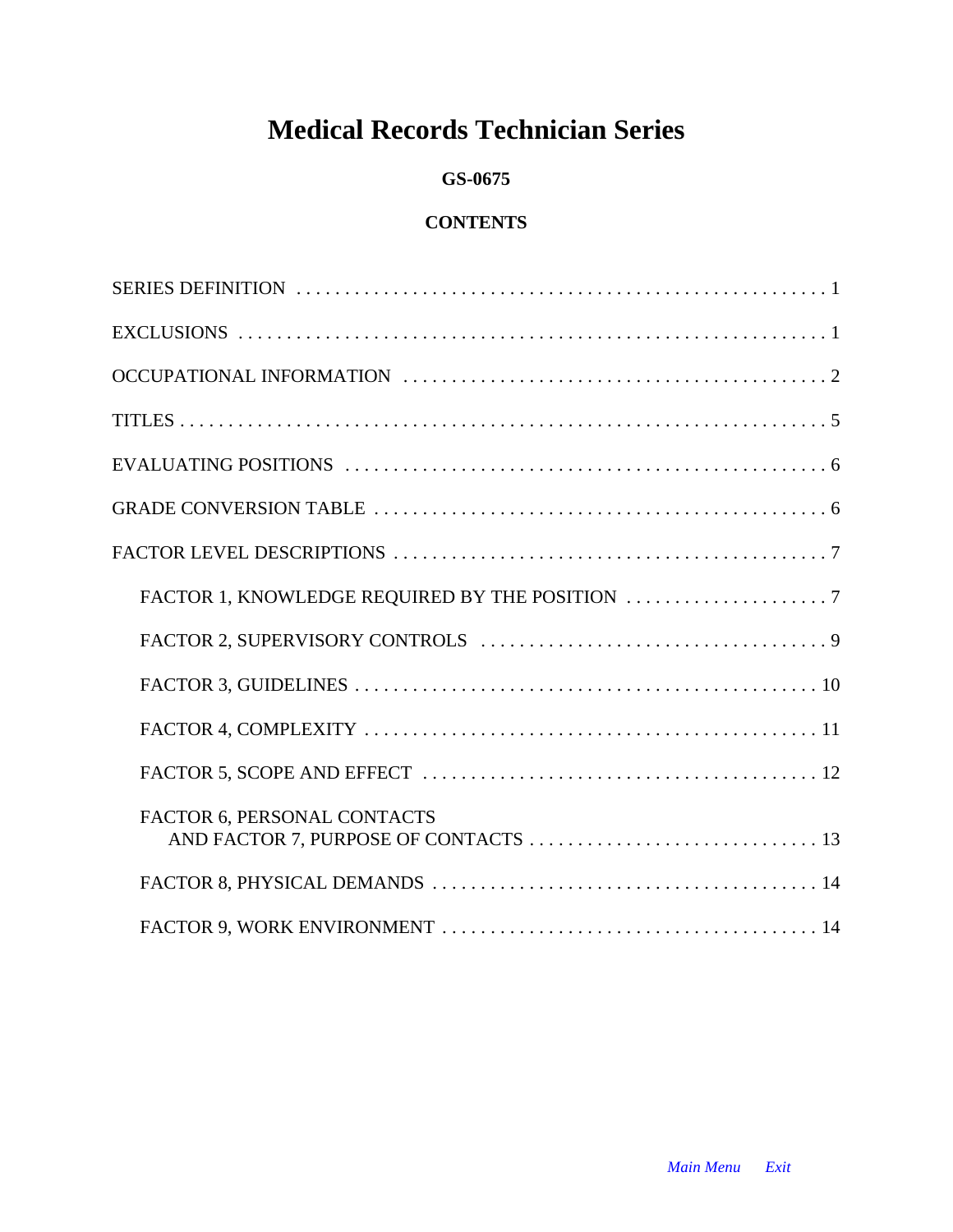# Medical Records Technician Series

## GS-0675

### CONTENTS

SERIES DEFINITION . . . . . . . . . . . . . . . . . . . . . . . . . . . . . . . . . . . . . . . . . . . . . . . . . . . . . . . 1

EXCLUSIONS . . . . . . . . . . . . . . . . . . . . . . . . . . . . . . . . . . . . . . . . . . . . . . . . . . . . . . . . . . . . 1

OCCUPATIONAL INFORMATION . . . . . . . . . . . . . . . . . . . . . . . . . . . . . . . . . . . . . . . . . . . . 2

TITLES . . . . . . . . . . . . . . . . . . . . . . . . . . . . . . . . . . . . . . . . . . . . . . . . . . . . . . . . . . . . . . . . . 5

EVALUATING POSITIONS . . . . . . . . . . . . . . . . . . . . . . . . . . . . . . . . . . . . . . . . . . . . . . . . . 6

GRADE CONVERSION TABLE . . . . . . . . . . . . . . . . . . . . . . . . . . . . . . . . . . . . . . . . . . . . . . 6

FACTOR LEVEL DESCRIPTIONS . . . . . . . . . . . . . . . . . . . . . . . . . . . . . . . . . . . . . . . . . . . . 7

- FACTOR 1, KNOWLEDGE REQUIRED BY THE POSITION . . . . . . . . . . . . . . . . . . . . . 7
- FACTOR 2, SUPERVISORY CONTROLS . . . . . . . . . . . . . . . . . . . . . . . . . . . . . . . . . . . . 9
- FACTOR 3, GUIDELINES . . . . . . . . . . . . . . . . . . . . . . . . . . . . . . . . . . . . . . . . . . . . . . . 10
- FACTOR 4, COMPLEXITY . . . . . . . . . . . . . . . . . . . . . . . . . . . . . . . . . . . . . . . . . . . . . . 11
- FACTOR 5, SCOPE AND EFFECT . . . . . . . . . . . . . . . . . . . . . . . . . . . . . . . . . . . . . . . . 12
- FACTOR 6, PERSONAL CONTACTS AND FACTOR 7, PURPOSE OF CONTACTS . . . . . . . . . . . . . . . . . . . . . . . . . . . . . . 13
- FACTOR 8, PHYSICAL DEMANDS . . . . . . . . . . . . . . . . . . . . . . . . . . . . . . . . . . . . . . . 14
- FACTOR 9, WORK ENVIRONMENT . . . . . . . . . . . . . . . . . . . . . . . . . . . . . . . . . . . . . . 14

*Main Menu* *Exit*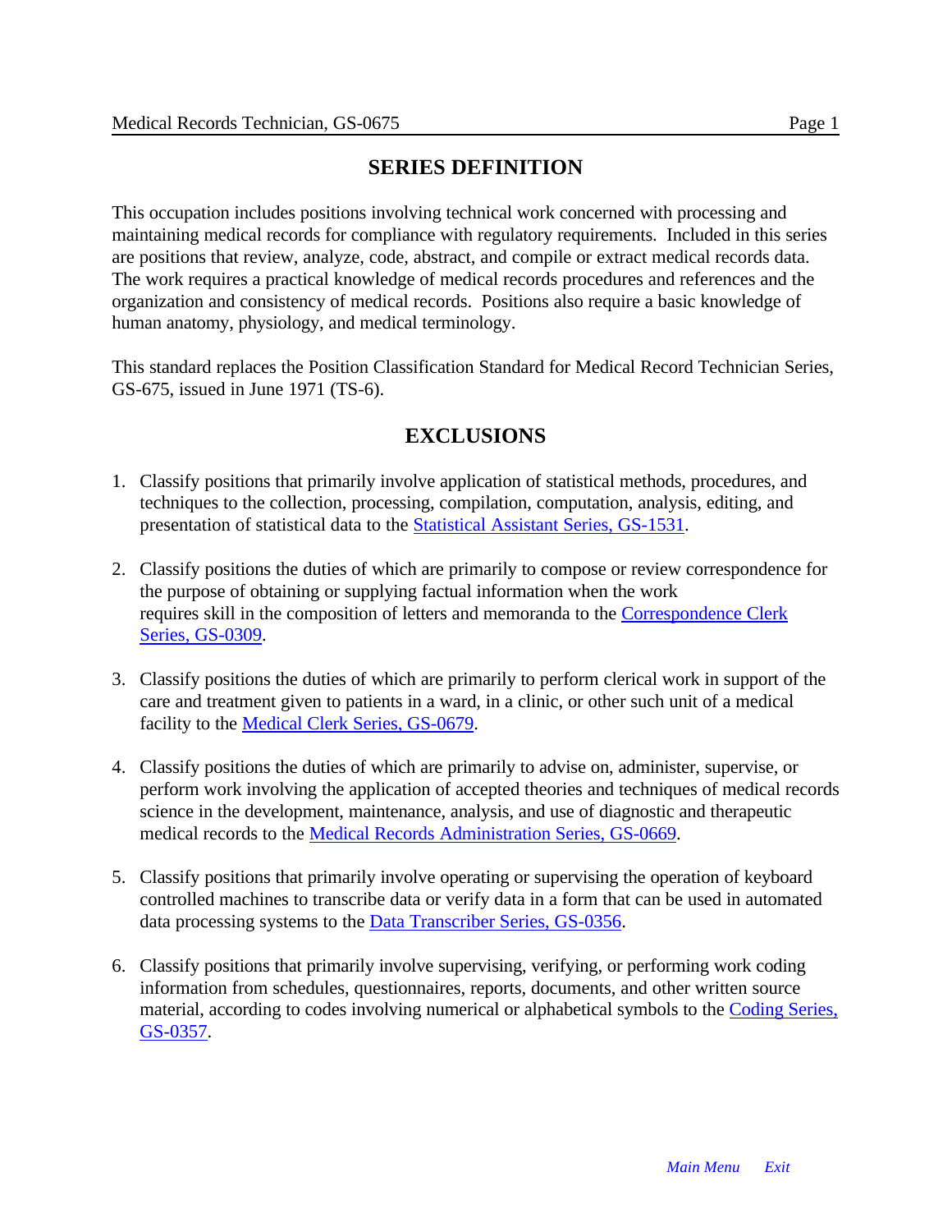## SERIES DEFINITION

This occupation includes positions involving technical work concerned with processing and maintaining medical records for compliance with regulatory requirements. Included in this series are positions that review, analyze, code, abstract, and compile or extract medical records data. The work requires a practical knowledge of medical records procedures and references and the organization and consistency of medical records. Positions also require a basic knowledge of human anatomy, physiology, and medical terminology.

This standard replaces the Position Classification Standard for Medical Record Technician Series, GS-675, issued in June 1971 (TS-6).

## EXCLUSIONS

1. Classify positions that primarily involve application of statistical methods, procedures, and techniques to the collection, processing, compilation, computation, analysis, editing, and presentation of statistical data to the Statistical Assistant Series, GS-1531.

2. Classify positions the duties of which are primarily to compose or review correspondence for the purpose of obtaining or supplying factual information when the work requires skill in the composition of letters and memoranda to the Correspondence Clerk Series, GS-0309.

3. Classify positions the duties of which are primarily to perform clerical work in support of the care and treatment given to patients in a ward, in a clinic, or other such unit of a medical facility to the Medical Clerk Series, GS-0679.

4. Classify positions the duties of which are primarily to advise on, administer, supervise, or perform work involving the application of accepted theories and techniques of medical records science in the development, maintenance, analysis, and use of diagnostic and therapeutic medical records to the Medical Records Administration Series, GS-0669.

5. Classify positions that primarily involve operating or supervising the operation of keyboard controlled machines to transcribe data or verify data in a form that can be used in automated data processing systems to the Data Transcriber Series, GS-0356.

6. Classify positions that primarily involve supervising, verifying, or performing work coding information from schedules, questionnaires, reports, documents, and other written source material, according to codes involving numerical or alphabetical symbols to the Coding Series, GS-0357.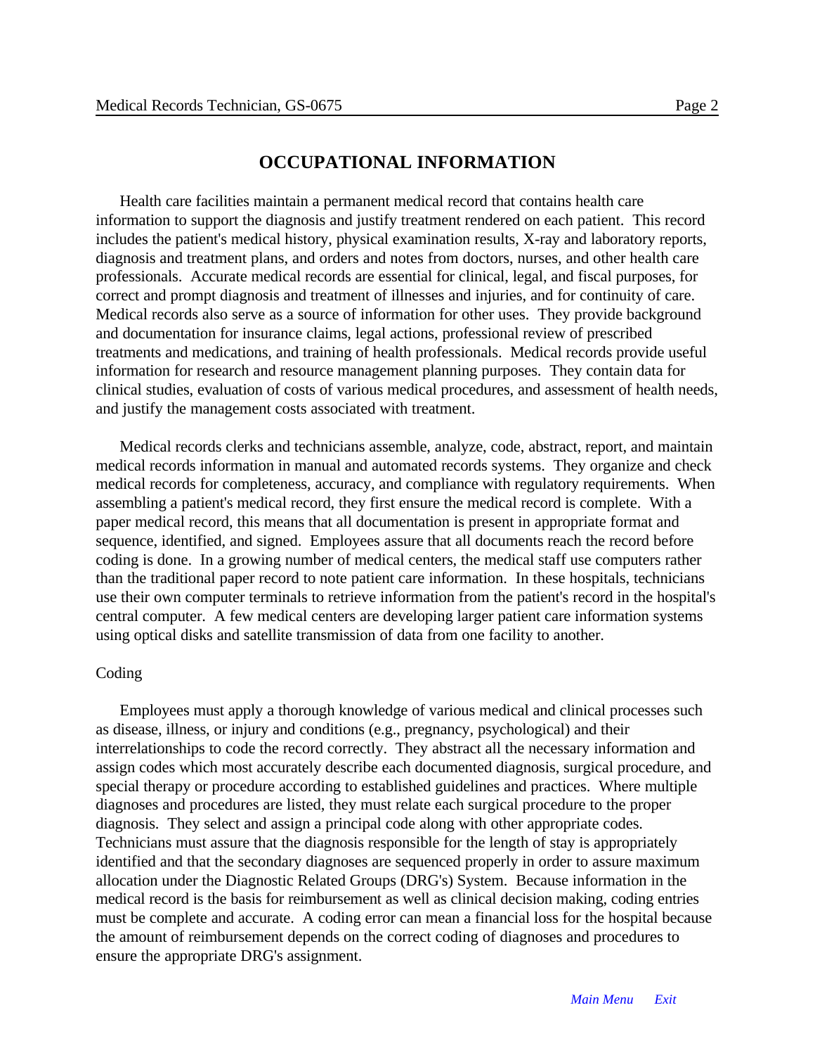## OCCUPATIONAL INFORMATION

Health care facilities maintain a permanent medical record that contains health care information to support the diagnosis and justify treatment rendered on each patient. This record includes the patient's medical history, physical examination results, X-ray and laboratory reports, diagnosis and treatment plans, and orders and notes from doctors, nurses, and other health care professionals. Accurate medical records are essential for clinical, legal, and fiscal purposes, for correct and prompt diagnosis and treatment of illnesses and injuries, and for continuity of care. Medical records also serve as a source of information for other uses. They provide background and documentation for insurance claims, legal actions, professional review of prescribed treatments and medications, and training of health professionals. Medical records provide useful information for research and resource management planning purposes. They contain data for clinical studies, evaluation of costs of various medical procedures, and assessment of health needs, and justify the management costs associated with treatment.

Medical records clerks and technicians assemble, analyze, code, abstract, report, and maintain medical records information in manual and automated records systems. They organize and check medical records for completeness, accuracy, and compliance with regulatory requirements. When assembling a patient's medical record, they first ensure the medical record is complete. With a paper medical record, this means that all documentation is present in appropriate format and sequence, identified, and signed. Employees assure that all documents reach the record before coding is done. In a growing number of medical centers, the medical staff use computers rather than the traditional paper record to note patient care information. In these hospitals, technicians use their own computer terminals to retrieve information from the patient's record in the hospital's central computer. A few medical centers are developing larger patient care information systems using optical disks and satellite transmission of data from one facility to another.

Coding

Employees must apply a thorough knowledge of various medical and clinical processes such as disease, illness, or injury and conditions (e.g., pregnancy, psychological) and their interrelationships to code the record correctly. They abstract all the necessary information and assign codes which most accurately describe each documented diagnosis, surgical procedure, and special therapy or procedure according to established guidelines and practices. Where multiple diagnoses and procedures are listed, they must relate each surgical procedure to the proper diagnosis. They select and assign a principal code along with other appropriate codes. Technicians must assure that the diagnosis responsible for the length of stay is appropriately identified and that the secondary diagnoses are sequenced properly in order to assure maximum allocation under the Diagnostic Related Groups (DRG's) System. Because information in the medical record is the basis for reimbursement as well as clinical decision making, coding entries must be complete and accurate. A coding error can mean a financial loss for the hospital because the amount of reimbursement depends on the correct coding of diagnoses and procedures to ensure the appropriate DRG's assignment.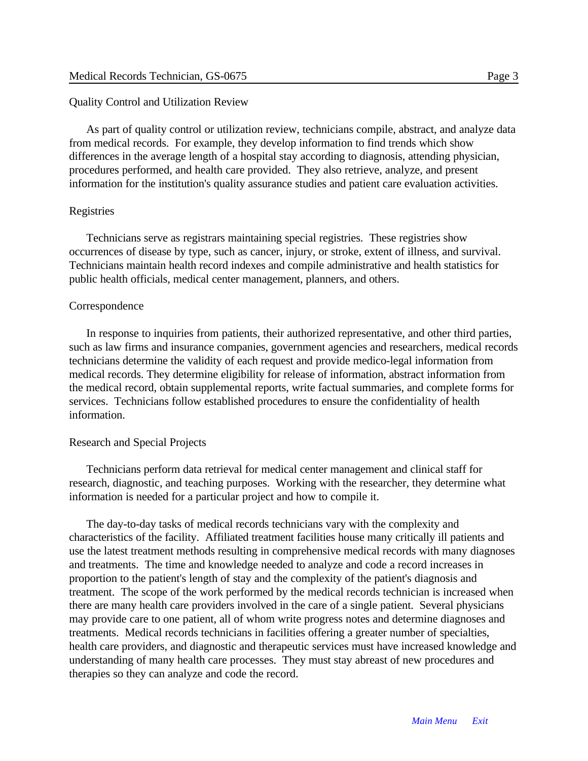### Quality Control and Utilization Review

As part of quality control or utilization review, technicians compile, abstract, and analyze data from medical records. For example, they develop information to find trends which show differences in the average length of a hospital stay according to diagnosis, attending physician, procedures performed, and health care provided. They also retrieve, analyze, and present information for the institution's quality assurance studies and patient care evaluation activities.

### Registries

Technicians serve as registrars maintaining special registries. These registries show occurrences of disease by type, such as cancer, injury, or stroke, extent of illness, and survival. Technicians maintain health record indexes and compile administrative and health statistics for public health officials, medical center management, planners, and others.

### Correspondence

In response to inquiries from patients, their authorized representative, and other third parties, such as law firms and insurance companies, government agencies and researchers, medical records technicians determine the validity of each request and provide medico-legal information from medical records. They determine eligibility for release of information, abstract information from the medical record, obtain supplemental reports, write factual summaries, and complete forms for services. Technicians follow established procedures to ensure the confidentiality of health information.

### Research and Special Projects

Technicians perform data retrieval for medical center management and clinical staff for research, diagnostic, and teaching purposes. Working with the researcher, they determine what information is needed for a particular project and how to compile it.

The day-to-day tasks of medical records technicians vary with the complexity and characteristics of the facility. Affiliated treatment facilities house many critically ill patients and use the latest treatment methods resulting in comprehensive medical records with many diagnoses and treatments. The time and knowledge needed to analyze and code a record increases in proportion to the patient's length of stay and the complexity of the patient's diagnosis and treatment. The scope of the work performed by the medical records technician is increased when there are many health care providers involved in the care of a single patient. Several physicians may provide care to one patient, all of whom write progress notes and determine diagnoses and treatments. Medical records technicians in facilities offering a greater number of specialties, health care providers, and diagnostic and therapeutic services must have increased knowledge and understanding of many health care processes. They must stay abreast of new procedures and therapies so they can analyze and code the record.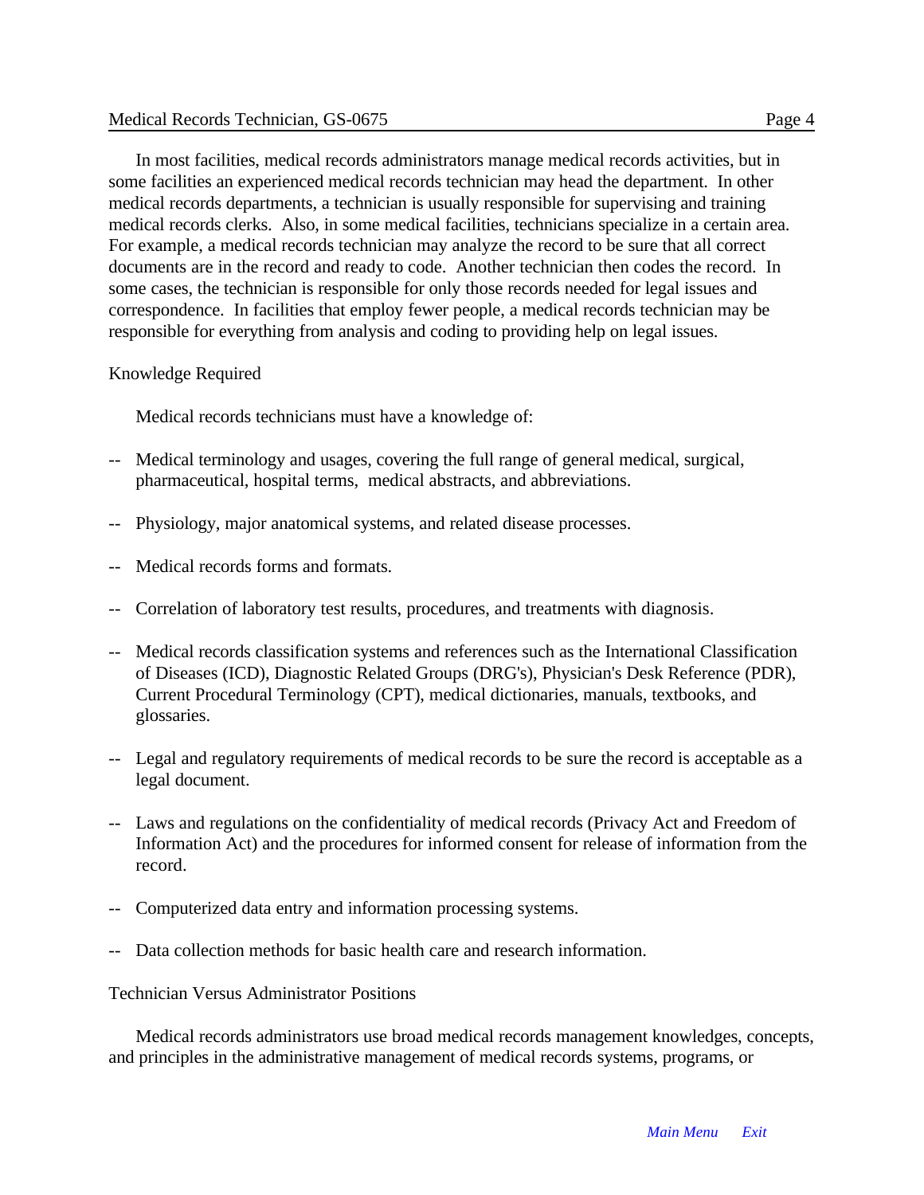In most facilities, medical records administrators manage medical records activities, but in some facilities an experienced medical records technician may head the department. In other medical records departments, a technician is usually responsible for supervising and training medical records clerks. Also, in some medical facilities, technicians specialize in a certain area. For example, a medical records technician may analyze the record to be sure that all correct documents are in the record and ready to code. Another technician then codes the record. In some cases, the technician is responsible for only those records needed for legal issues and correspondence. In facilities that employ fewer people, a medical records technician may be responsible for everything from analysis and coding to providing help on legal issues.

## Knowledge Required

Medical records technicians must have a knowledge of:

- Medical terminology and usages, covering the full range of general medical, surgical, pharmaceutical, hospital terms, medical abstracts, and abbreviations.

- Physiology, major anatomical systems, and related disease processes.

- Medical records forms and formats.

- Correlation of laboratory test results, procedures, and treatments with diagnosis.

- Medical records classification systems and references such as the International Classification of Diseases (ICD), Diagnostic Related Groups (DRG's), Physician's Desk Reference (PDR), Current Procedural Terminology (CPT), medical dictionaries, manuals, textbooks, and glossaries.

- Legal and regulatory requirements of medical records to be sure the record is acceptable as a legal document.

- Laws and regulations on the confidentiality of medical records (Privacy Act and Freedom of Information Act) and the procedures for informed consent for release of information from the record.

- Computerized data entry and information processing systems.

- Data collection methods for basic health care and research information.

## Technician Versus Administrator Positions

Medical records administrators use broad medical records management knowledges, concepts, and principles in the administrative management of medical records systems, programs, or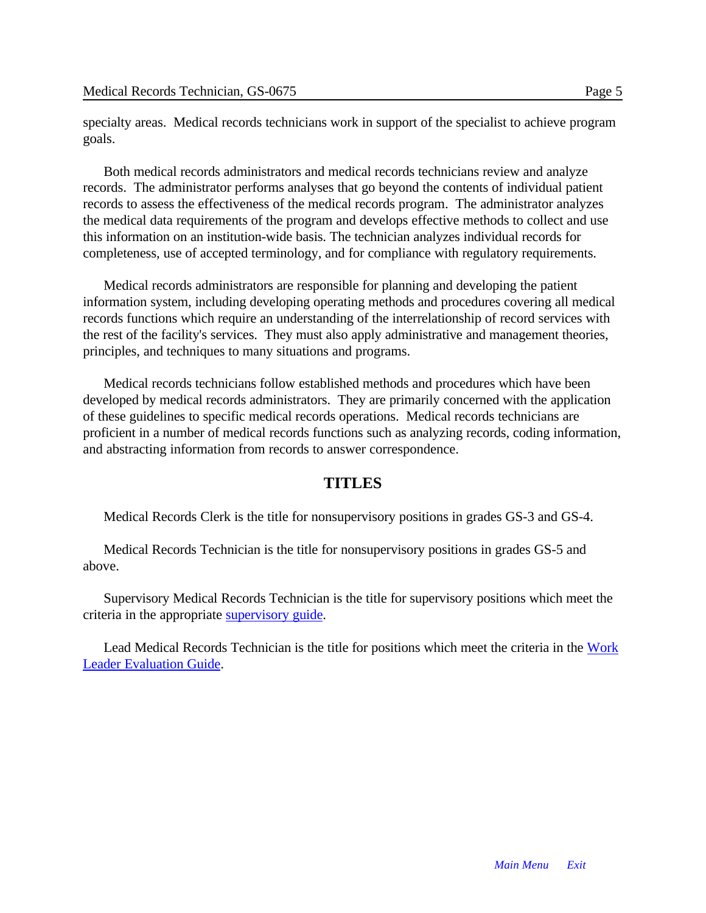specialty areas. Medical records technicians work in support of the specialist to achieve program goals.

Both medical records administrators and medical records technicians review and analyze records. The administrator performs analyses that go beyond the contents of individual patient records to assess the effectiveness of the medical records program. The administrator analyzes the medical data requirements of the program and develops effective methods to collect and use this information on an institution-wide basis. The technician analyzes individual records for completeness, use of accepted terminology, and for compliance with regulatory requirements.

Medical records administrators are responsible for planning and developing the patient information system, including developing operating methods and procedures covering all medical records functions which require an understanding of the interrelationship of record services with the rest of the facility's services. They must also apply administrative and management theories, principles, and techniques to many situations and programs.

Medical records technicians follow established methods and procedures which have been developed by medical records administrators. They are primarily concerned with the application of these guidelines to specific medical records operations. Medical records technicians are proficient in a number of medical records functions such as analyzing records, coding information, and abstracting information from records to answer correspondence.

## TITLES

Medical Records Clerk is the title for nonsupervisory positions in grades GS-3 and GS-4.

Medical Records Technician is the title for nonsupervisory positions in grades GS-5 and above.

Supervisory Medical Records Technician is the title for supervisory positions which meet the criteria in the appropriate supervisory guide.

Lead Medical Records Technician is the title for positions which meet the criteria in the Work Leader Evaluation Guide.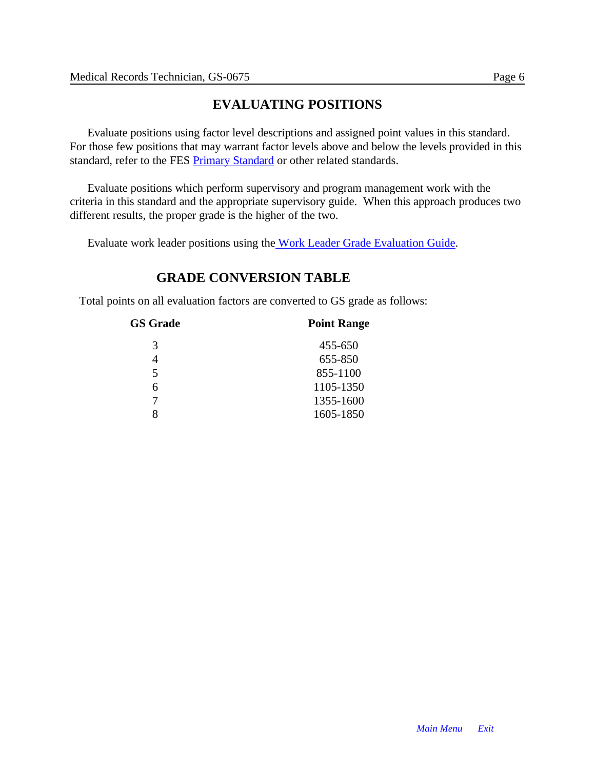## EVALUATING POSITIONS

Evaluate positions using factor level descriptions and assigned point values in this standard. For those few positions that may warrant factor levels above and below the levels provided in this standard, refer to the FES Primary Standard or other related standards.

Evaluate positions which perform supervisory and program management work with the criteria in this standard and the appropriate supervisory guide. When this approach produces two different results, the proper grade is the higher of the two.

Evaluate work leader positions using the Work Leader Grade Evaluation Guide.

## GRADE CONVERSION TABLE

Total points on all evaluation factors are converted to GS grade as follows:

| GS Grade | Point Range |
|---|---|
| 3 | 455-650 |
| 4 | 655-850 |
| 5 | 855-1100 |
| 6 | 1105-1350 |
| 7 | 1355-1600 |
| 8 | 1605-1850 |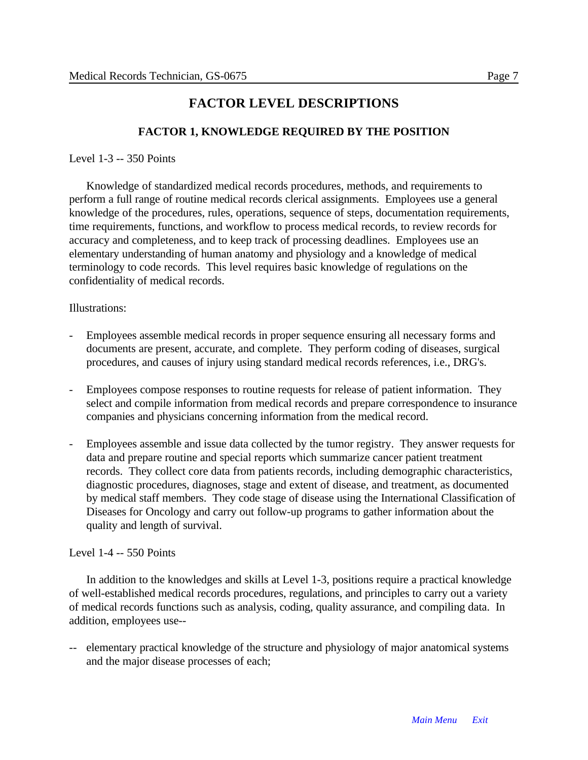# FACTOR LEVEL DESCRIPTIONS

## FACTOR 1, KNOWLEDGE REQUIRED BY THE POSITION

Level 1-3 -- 350 Points

Knowledge of standardized medical records procedures, methods, and requirements to perform a full range of routine medical records clerical assignments. Employees use a general knowledge of the procedures, rules, operations, sequence of steps, documentation requirements, time requirements, functions, and workflow to process medical records, to review records for accuracy and completeness, and to keep track of processing deadlines. Employees use an elementary understanding of human anatomy and physiology and a knowledge of medical terminology to code records. This level requires basic knowledge of regulations on the confidentiality of medical records.

Illustrations:

- Employees assemble medical records in proper sequence ensuring all necessary forms and documents are present, accurate, and complete. They perform coding of diseases, surgical procedures, and causes of injury using standard medical records references, i.e., DRG's.

- Employees compose responses to routine requests for release of patient information. They select and compile information from medical records and prepare correspondence to insurance companies and physicians concerning information from the medical record.

- Employees assemble and issue data collected by the tumor registry. They answer requests for data and prepare routine and special reports which summarize cancer patient treatment records. They collect core data from patients records, including demographic characteristics, diagnostic procedures, diagnoses, stage and extent of disease, and treatment, as documented by medical staff members. They code stage of disease using the International Classification of Diseases for Oncology and carry out follow-up programs to gather information about the quality and length of survival.

Level 1-4 -- 550 Points

In addition to the knowledges and skills at Level 1-3, positions require a practical knowledge of well-established medical records procedures, regulations, and principles to carry out a variety of medical records functions such as analysis, coding, quality assurance, and compiling data. In addition, employees use--

-- elementary practical knowledge of the structure and physiology of major anatomical systems and the major disease processes of each;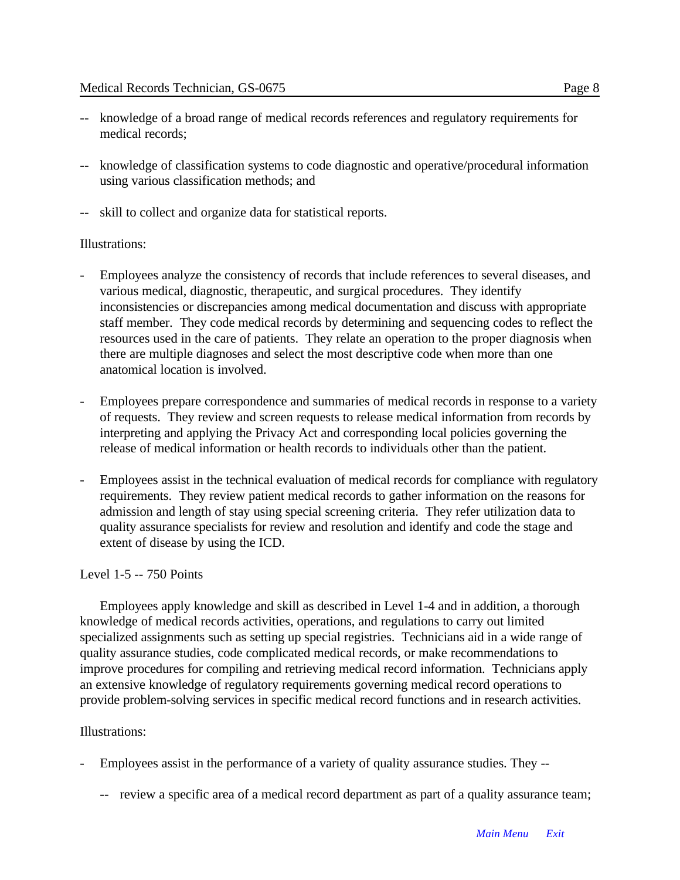- -- knowledge of a broad range of medical records references and regulatory requirements for medical records;

- -- knowledge of classification systems to code diagnostic and operative/procedural information using various classification methods; and

- -- skill to collect and organize data for statistical reports.

Illustrations:

- Employees analyze the consistency of records that include references to several diseases, and various medical, diagnostic, therapeutic, and surgical procedures. They identify inconsistencies or discrepancies among medical documentation and discuss with appropriate staff member. They code medical records by determining and sequencing codes to reflect the resources used in the care of patients. They relate an operation to the proper diagnosis when there are multiple diagnoses and select the most descriptive code when more than one anatomical location is involved.

- Employees prepare correspondence and summaries of medical records in response to a variety of requests. They review and screen requests to release medical information from records by interpreting and applying the Privacy Act and corresponding local policies governing the release of medical information or health records to individuals other than the patient.

- Employees assist in the technical evaluation of medical records for compliance with regulatory requirements. They review patient medical records to gather information on the reasons for admission and length of stay using special screening criteria. They refer utilization data to quality assurance specialists for review and resolution and identify and code the stage and extent of disease by using the ICD.

Level 1-5 -- 750 Points

Employees apply knowledge and skill as described in Level 1-4 and in addition, a thorough knowledge of medical records activities, operations, and regulations to carry out limited specialized assignments such as setting up special registries. Technicians aid in a wide range of quality assurance studies, code complicated medical records, or make recommendations to improve procedures for compiling and retrieving medical record information. Technicians apply an extensive knowledge of regulatory requirements governing medical record operations to provide problem-solving services in specific medical record functions and in research activities.

Illustrations:

- Employees assist in the performance of a variety of quality assurance studies. They --

  - -- review a specific area of a medical record department as part of a quality assurance team;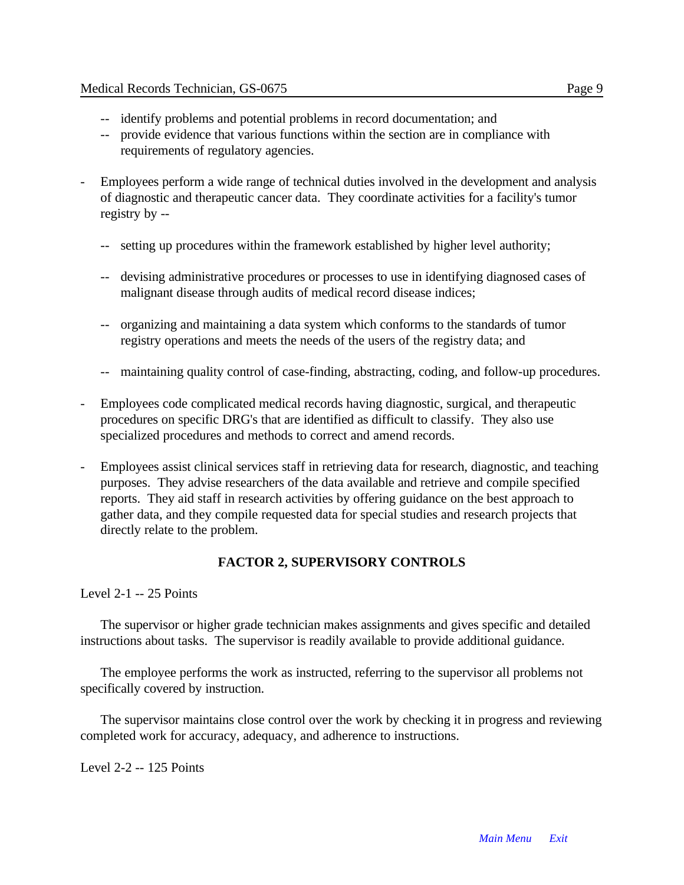- -- identify problems and potential problems in record documentation; and
- -- provide evidence that various functions within the section are in compliance with requirements of regulatory agencies.

- Employees perform a wide range of technical duties involved in the development and analysis of diagnostic and therapeutic cancer data. They coordinate activities for a facility's tumor registry by --

  -- setting up procedures within the framework established by higher level authority;

  -- devising administrative procedures or processes to use in identifying diagnosed cases of malignant disease through audits of medical record disease indices;

  -- organizing and maintaining a data system which conforms to the standards of tumor registry operations and meets the needs of the users of the registry data; and

  -- maintaining quality control of case-finding, abstracting, coding, and follow-up procedures.

- Employees code complicated medical records having diagnostic, surgical, and therapeutic procedures on specific DRG's that are identified as difficult to classify. They also use specialized procedures and methods to correct and amend records.

- Employees assist clinical services staff in retrieving data for research, diagnostic, and teaching purposes. They advise researchers of the data available and retrieve and compile specified reports. They aid staff in research activities by offering guidance on the best approach to gather data, and they compile requested data for special studies and research projects that directly relate to the problem.

## FACTOR 2, SUPERVISORY CONTROLS

Level 2-1 -- 25 Points

The supervisor or higher grade technician makes assignments and gives specific and detailed instructions about tasks. The supervisor is readily available to provide additional guidance.

The employee performs the work as instructed, referring to the supervisor all problems not specifically covered by instruction.

The supervisor maintains close control over the work by checking it in progress and reviewing completed work for accuracy, adequacy, and adherence to instructions.

Level 2-2 -- 125 Points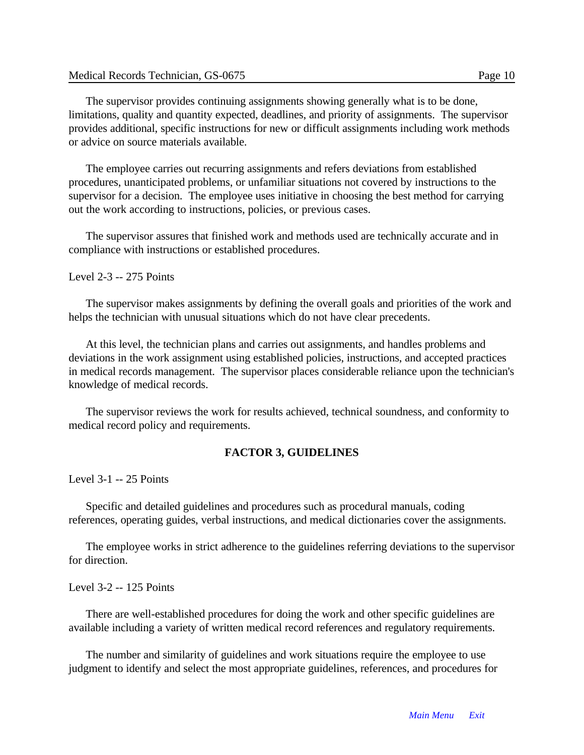The supervisor provides continuing assignments showing generally what is to be done, limitations, quality and quantity expected, deadlines, and priority of assignments. The supervisor provides additional, specific instructions for new or difficult assignments including work methods or advice on source materials available.

The employee carries out recurring assignments and refers deviations from established procedures, unanticipated problems, or unfamiliar situations not covered by instructions to the supervisor for a decision. The employee uses initiative in choosing the best method for carrying out the work according to instructions, policies, or previous cases.

The supervisor assures that finished work and methods used are technically accurate and in compliance with instructions or established procedures.

Level 2-3 -- 275 Points

The supervisor makes assignments by defining the overall goals and priorities of the work and helps the technician with unusual situations which do not have clear precedents.

At this level, the technician plans and carries out assignments, and handles problems and deviations in the work assignment using established policies, instructions, and accepted practices in medical records management. The supervisor places considerable reliance upon the technician's knowledge of medical records.

The supervisor reviews the work for results achieved, technical soundness, and conformity to medical record policy and requirements.

## FACTOR 3, GUIDELINES

Level 3-1 -- 25 Points

Specific and detailed guidelines and procedures such as procedural manuals, coding references, operating guides, verbal instructions, and medical dictionaries cover the assignments.

The employee works in strict adherence to the guidelines referring deviations to the supervisor for direction.

Level 3-2 -- 125 Points

There are well-established procedures for doing the work and other specific guidelines are available including a variety of written medical record references and regulatory requirements.

The number and similarity of guidelines and work situations require the employee to use judgment to identify and select the most appropriate guidelines, references, and procedures for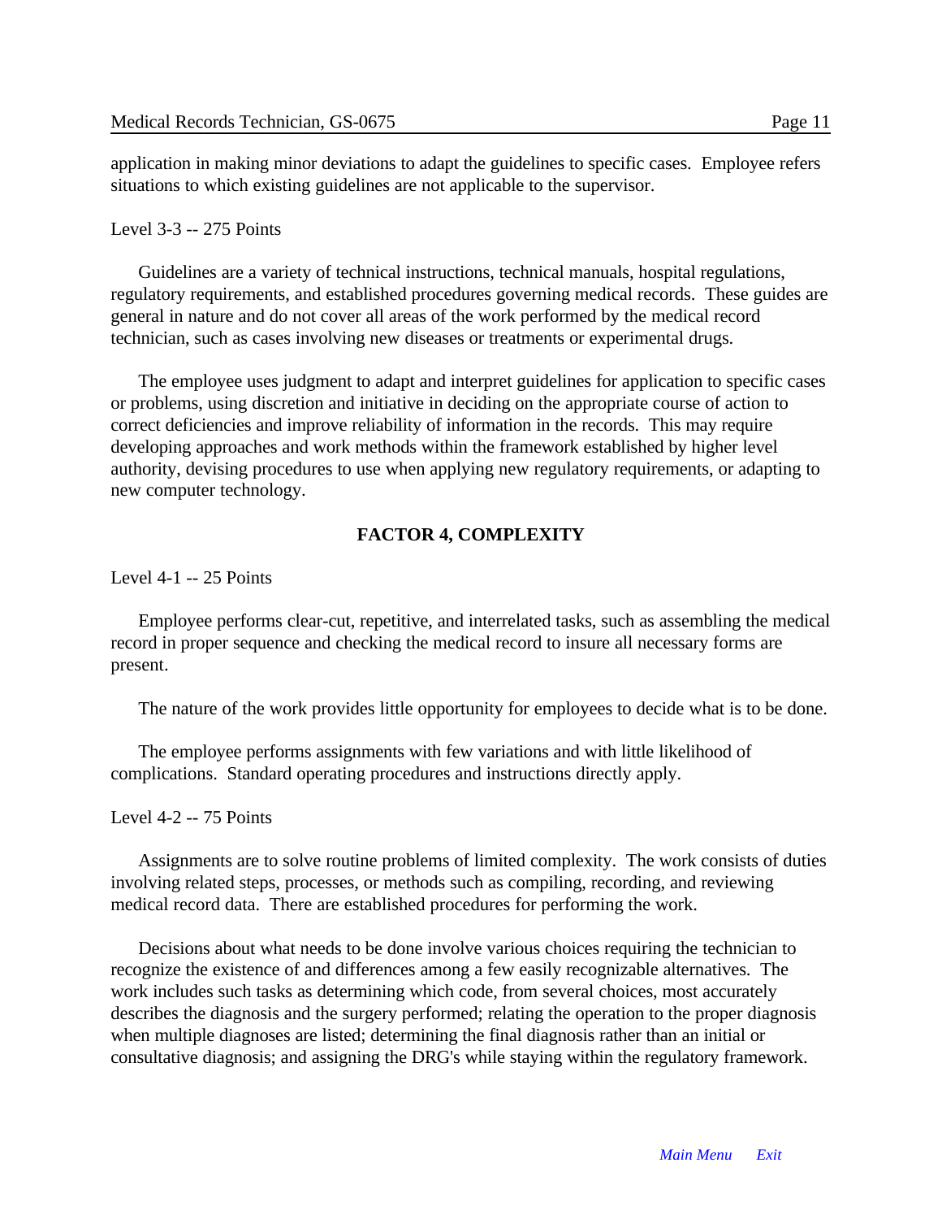application in making minor deviations to adapt the guidelines to specific cases. Employee refers situations to which existing guidelines are not applicable to the supervisor.

Level 3-3 -- 275 Points

Guidelines are a variety of technical instructions, technical manuals, hospital regulations, regulatory requirements, and established procedures governing medical records. These guides are general in nature and do not cover all areas of the work performed by the medical record technician, such as cases involving new diseases or treatments or experimental drugs.

The employee uses judgment to adapt and interpret guidelines for application to specific cases or problems, using discretion and initiative in deciding on the appropriate course of action to correct deficiencies and improve reliability of information in the records. This may require developing approaches and work methods within the framework established by higher level authority, devising procedures to use when applying new regulatory requirements, or adapting to new computer technology.

## FACTOR 4, COMPLEXITY

Level 4-1 -- 25 Points

Employee performs clear-cut, repetitive, and interrelated tasks, such as assembling the medical record in proper sequence and checking the medical record to insure all necessary forms are present.

The nature of the work provides little opportunity for employees to decide what is to be done.

The employee performs assignments with few variations and with little likelihood of complications. Standard operating procedures and instructions directly apply.

Level 4-2 -- 75 Points

Assignments are to solve routine problems of limited complexity. The work consists of duties involving related steps, processes, or methods such as compiling, recording, and reviewing medical record data. There are established procedures for performing the work.

Decisions about what needs to be done involve various choices requiring the technician to recognize the existence of and differences among a few easily recognizable alternatives. The work includes such tasks as determining which code, from several choices, most accurately describes the diagnosis and the surgery performed; relating the operation to the proper diagnosis when multiple diagnoses are listed; determining the final diagnosis rather than an initial or consultative diagnosis; and assigning the DRG's while staying within the regulatory framework.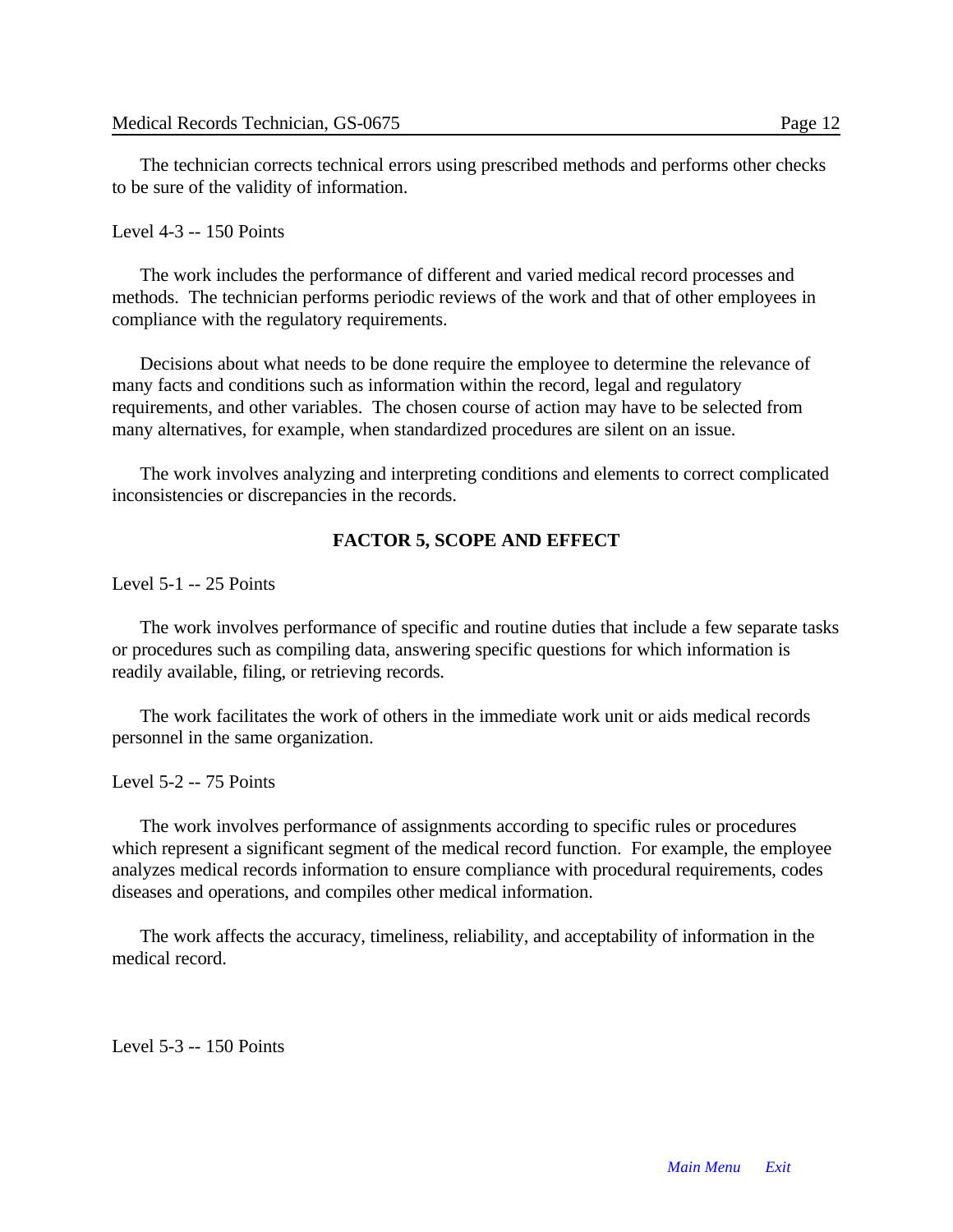The technician corrects technical errors using prescribed methods and performs other checks to be sure of the validity of information.

Level 4-3 -- 150 Points

The work includes the performance of different and varied medical record processes and methods. The technician performs periodic reviews of the work and that of other employees in compliance with the regulatory requirements.

Decisions about what needs to be done require the employee to determine the relevance of many facts and conditions such as information within the record, legal and regulatory requirements, and other variables. The chosen course of action may have to be selected from many alternatives, for example, when standardized procedures are silent on an issue.

The work involves analyzing and interpreting conditions and elements to correct complicated inconsistencies or discrepancies in the records.

## FACTOR 5, SCOPE AND EFFECT

Level 5-1 -- 25 Points

The work involves performance of specific and routine duties that include a few separate tasks or procedures such as compiling data, answering specific questions for which information is readily available, filing, or retrieving records.

The work facilitates the work of others in the immediate work unit or aids medical records personnel in the same organization.

Level 5-2 -- 75 Points

The work involves performance of assignments according to specific rules or procedures which represent a significant segment of the medical record function. For example, the employee analyzes medical records information to ensure compliance with procedural requirements, codes diseases and operations, and compiles other medical information.

The work affects the accuracy, timeliness, reliability, and acceptability of information in the medical record.

Level 5-3 -- 150 Points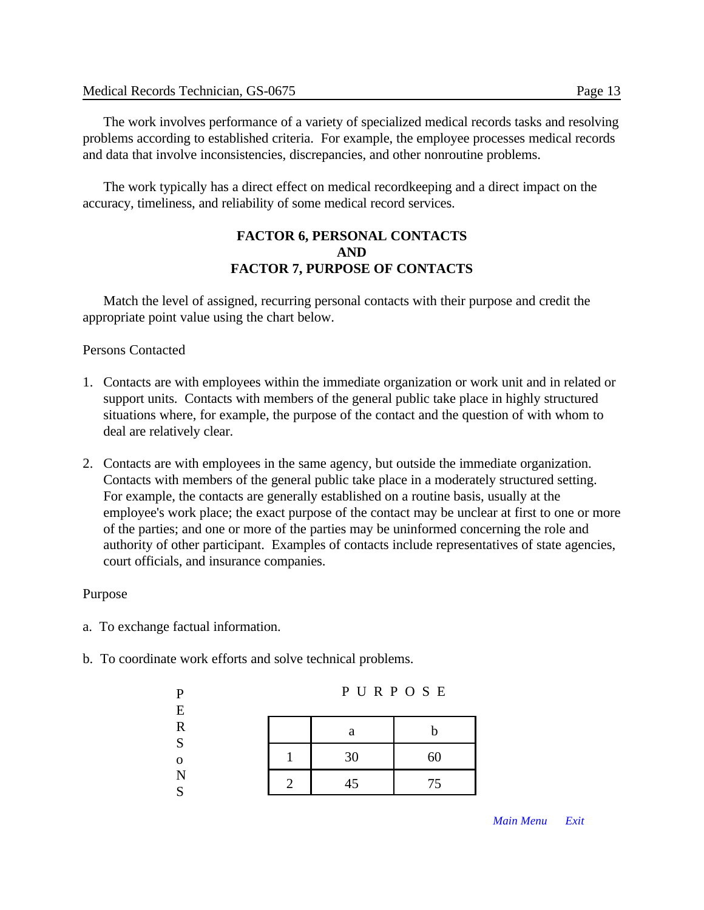The work involves performance of a variety of specialized medical records tasks and resolving problems according to established criteria. For example, the employee processes medical records and data that involve inconsistencies, discrepancies, and other nonroutine problems.

The work typically has a direct effect on medical recordkeeping and a direct impact on the accuracy, timeliness, and reliability of some medical record services.

## FACTOR 6, PERSONAL CONTACTS AND FACTOR 7, PURPOSE OF CONTACTS

Match the level of assigned, recurring personal contacts with their purpose and credit the appropriate point value using the chart below.

Persons Contacted

1. Contacts are with employees within the immediate organization or work unit and in related or support units. Contacts with members of the general public take place in highly structured situations where, for example, the purpose of the contact and the question of with whom to deal are relatively clear.

2. Contacts are with employees in the same agency, but outside the immediate organization. Contacts with members of the general public take place in a moderately structured setting. For example, the contacts are generally established on a routine basis, usually at the employee's work place; the exact purpose of the contact may be unclear at first to one or more of the parties; and one or more of the parties may be uninformed concerning the role and authority of other participant. Examples of contacts include representatives of state agencies, court officials, and insurance companies.

Purpose

a. To exchange factual information.

b. To coordinate work efforts and solve technical problems.

| PERSONS \ PURPOSE | a | b |
|---|---|---|
| 1 | 30 | 60 |
| 2 | 45 | 75 |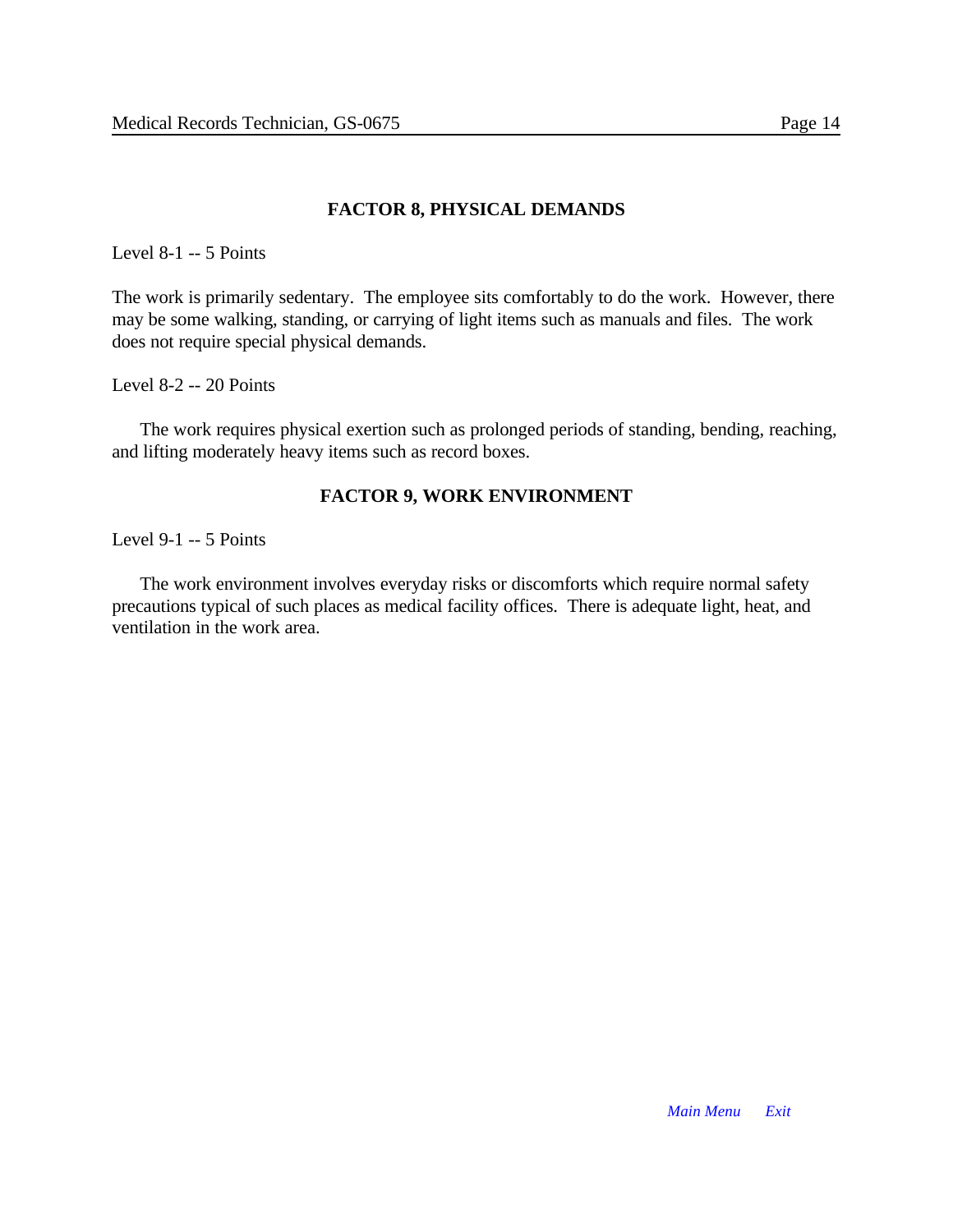## FACTOR 8, PHYSICAL DEMANDS

Level 8-1 -- 5 Points

The work is primarily sedentary. The employee sits comfortably to do the work. However, there may be some walking, standing, or carrying of light items such as manuals and files. The work does not require special physical demands.

Level 8-2 -- 20 Points

The work requires physical exertion such as prolonged periods of standing, bending, reaching, and lifting moderately heavy items such as record boxes.

## FACTOR 9, WORK ENVIRONMENT

Level 9-1 -- 5 Points

The work environment involves everyday risks or discomforts which require normal safety precautions typical of such places as medical facility offices. There is adequate light, heat, and ventilation in the work area.

*Main Menu* *Exit*